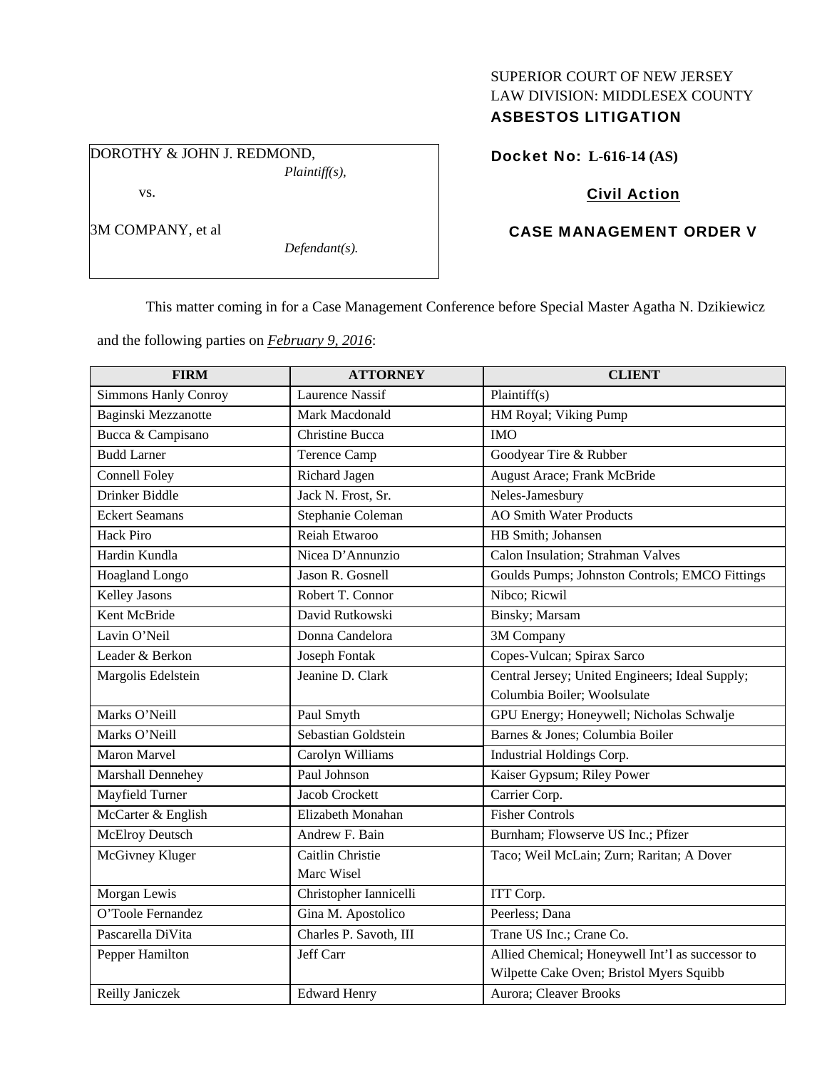SUPERIOR COURT OF NEW JERSEY
LAW DIVISION: MIDDLESEX COUNTY
**ASBESTOS LITIGATION**

DOROTHY & JOHN J. REDMOND,
*Plaintiff(s),*

vs.

3M COMPANY, et al
*Defendant(s).*

**Docket No: L-616-14 (AS)**

**Civil Action**

**CASE MANAGEMENT ORDER V**

This matter coming in for a Case Management Conference before Special Master Agatha N. Dzikiewicz and the following parties on ***February 9, 2016***:

| FIRM | ATTORNEY | CLIENT |
|---|---|---|
| Simmons Hanly Conroy | Laurence Nassif | Plaintiff(s) |
| Baginski Mezzanotte | Mark Macdonald | HM Royal; Viking Pump |
| Bucca & Campisano | Christine Bucca | IMO |
| Budd Larner | Terence Camp | Goodyear Tire & Rubber |
| Connell Foley | Richard Jagen | August Arace; Frank McBride |
| Drinker Biddle | Jack N. Frost, Sr. | Neles-Jamesbury |
| Eckert Seamans | Stephanie Coleman | AO Smith Water Products |
| Hack Piro | Reiah Etwaroo | HB Smith; Johansen |
| Hardin Kundla | Nicea D'Annunzio | Calon Insulation; Strahman Valves |
| Hoagland Longo | Jason R. Gosnell | Goulds Pumps; Johnston Controls; EMCO Fittings |
| Kelley Jasons | Robert T. Connor | Nibco; Ricwil |
| Kent McBride | David Rutkowski | Binsky; Marsam |
| Lavin O'Neil | Donna Candelora | 3M Company |
| Leader & Berkon | Joseph Fontak | Copes-Vulcan; Spirax Sarco |
| Margolis Edelstein | Jeanine D. Clark | Central Jersey; United Engineers; Ideal Supply; Columbia Boiler; Woolsulate |
| Marks O'Neill | Paul Smyth | GPU Energy; Honeywell; Nicholas Schwalje |
| Marks O'Neill | Sebastian Goldstein | Barnes & Jones; Columbia Boiler |
| Maron Marvel | Carolyn Williams | Industrial Holdings Corp. |
| Marshall Dennehey | Paul Johnson | Kaiser Gypsum; Riley Power |
| Mayfield Turner | Jacob Crockett | Carrier Corp. |
| McCarter & English | Elizabeth Monahan | Fisher Controls |
| McElroy Deutsch | Andrew F. Bain | Burnham; Flowserve US Inc.; Pfizer |
| McGivney Kluger | Caitlin Christie<br>Marc Wisel | Taco; Weil McLain; Zurn; Raritan; A Dover |
| Morgan Lewis | Christopher Iannicelli | ITT Corp. |
| O'Toole Fernandez | Gina M. Apostolico | Peerless; Dana |
| Pascarella DiVita | Charles P. Savoth, III | Trane US Inc.; Crane Co. |
| Pepper Hamilton | Jeff Carr | Allied Chemical; Honeywell Int'l as successor to Wilpette Cake Oven; Bristol Myers Squibb |
| Reilly Janiczek | Edward Henry | Aurora; Cleaver Brooks |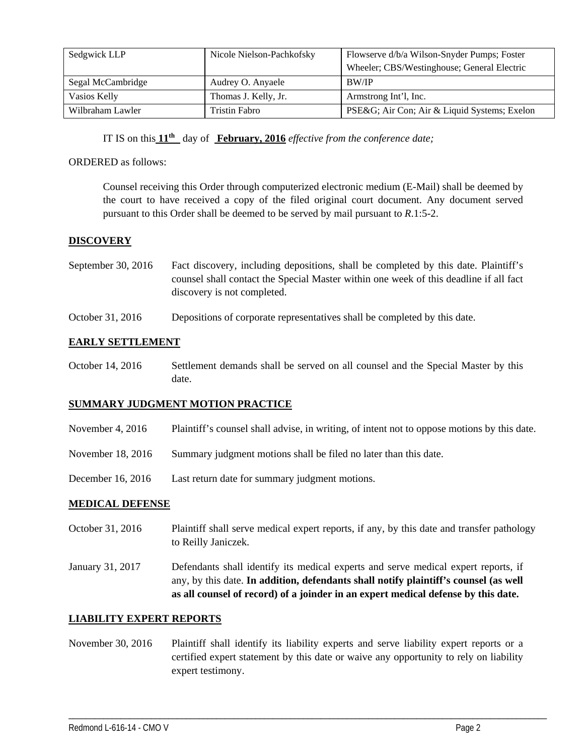| Sedgwick LLP | Nicole Nielson-Pachkofsky | Flowserve d/b/a Wilson-Snyder Pumps; Foster Wheeler; CBS/Westinghouse; General Electric |
|---|---|---|
| Segal McCambridge | Audrey O. Anyaele | BW/IP |
| Vasios Kelly | Thomas J. Kelly, Jr. | Armstrong Int'l, Inc. |
| Wilbraham Lawler | Tristin Fabro | PSE&G; Air Con; Air & Liquid Systems; Exelon |

IT IS on this **11th** day of **February, 2016** *effective from the conference date;*

ORDERED as follows:

Counsel receiving this Order through computerized electronic medium (E-Mail) shall be deemed by the court to have received a copy of the filed original court document. Any document served pursuant to this Order shall be deemed to be served by mail pursuant to *R*.1:5-2.

## DISCOVERY

September 30, 2016 — Fact discovery, including depositions, shall be completed by this date. Plaintiff's counsel shall contact the Special Master within one week of this deadline if all fact discovery is not completed.

October 31, 2016 — Depositions of corporate representatives shall be completed by this date.

## EARLY SETTLEMENT

October 14, 2016 — Settlement demands shall be served on all counsel and the Special Master by this date.

## SUMMARY JUDGMENT MOTION PRACTICE

November 4, 2016 — Plaintiff's counsel shall advise, in writing, of intent not to oppose motions by this date.

November 18, 2016 — Summary judgment motions shall be filed no later than this date.

December 16, 2016 — Last return date for summary judgment motions.

## MEDICAL DEFENSE

October 31, 2016 — Plaintiff shall serve medical expert reports, if any, by this date and transfer pathology to Reilly Janiczek.

January 31, 2017 — Defendants shall identify its medical experts and serve medical expert reports, if any, by this date. **In addition, defendants shall notify plaintiff's counsel (as well as all counsel of record) of a joinder in an expert medical defense by this date.**

## LIABILITY EXPERT REPORTS

November 30, 2016 — Plaintiff shall identify its liability experts and serve liability expert reports or a certified expert statement by this date or waive any opportunity to rely on liability expert testimony.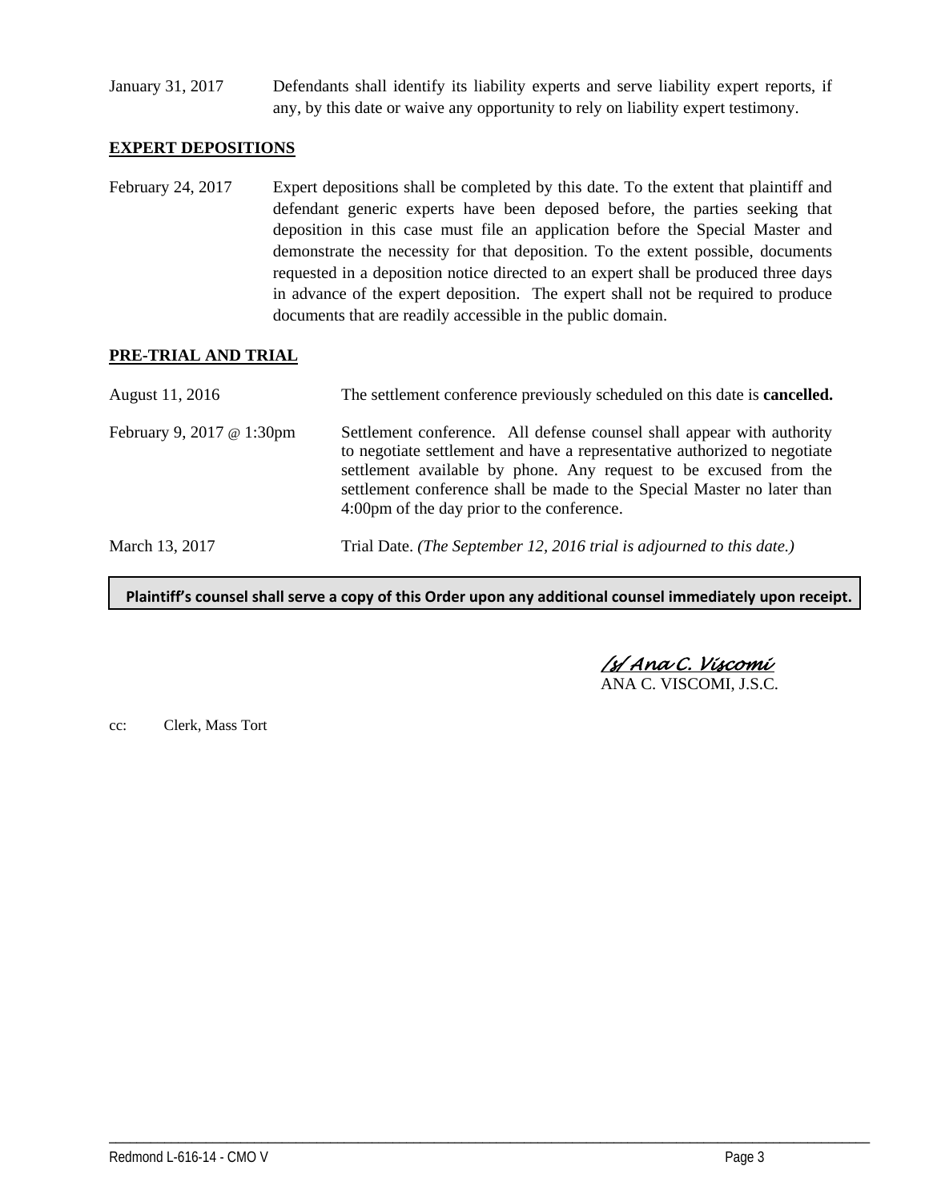January 31, 2017 Defendants shall identify its liability experts and serve liability expert reports, if any, by this date or waive any opportunity to rely on liability expert testimony.

**EXPERT DEPOSITIONS**

February 24, 2017 Expert depositions shall be completed by this date. To the extent that plaintiff and defendant generic experts have been deposed before, the parties seeking that deposition in this case must file an application before the Special Master and demonstrate the necessity for that deposition. To the extent possible, documents requested in a deposition notice directed to an expert shall be produced three days in advance of the expert deposition. The expert shall not be required to produce documents that are readily accessible in the public domain.

**PRE-TRIAL AND TRIAL**

August 11, 2016 The settlement conference previously scheduled on this date is **cancelled.**

February 9, 2017 @ 1:30pm Settlement conference. All defense counsel shall appear with authority to negotiate settlement and have a representative authorized to negotiate settlement available by phone. Any request to be excused from the settlement conference shall be made to the Special Master no later than 4:00pm of the day prior to the conference.

March 13, 2017 Trial Date. *(The September 12, 2016 trial is adjourned to this date.)*

**Plaintiff's counsel shall serve a copy of this Order upon any additional counsel immediately upon receipt.**

*/s/ Ana C. Viscomi*
ANA C. VISCOMI, J.S.C.

cc: Clerk, Mass Tort